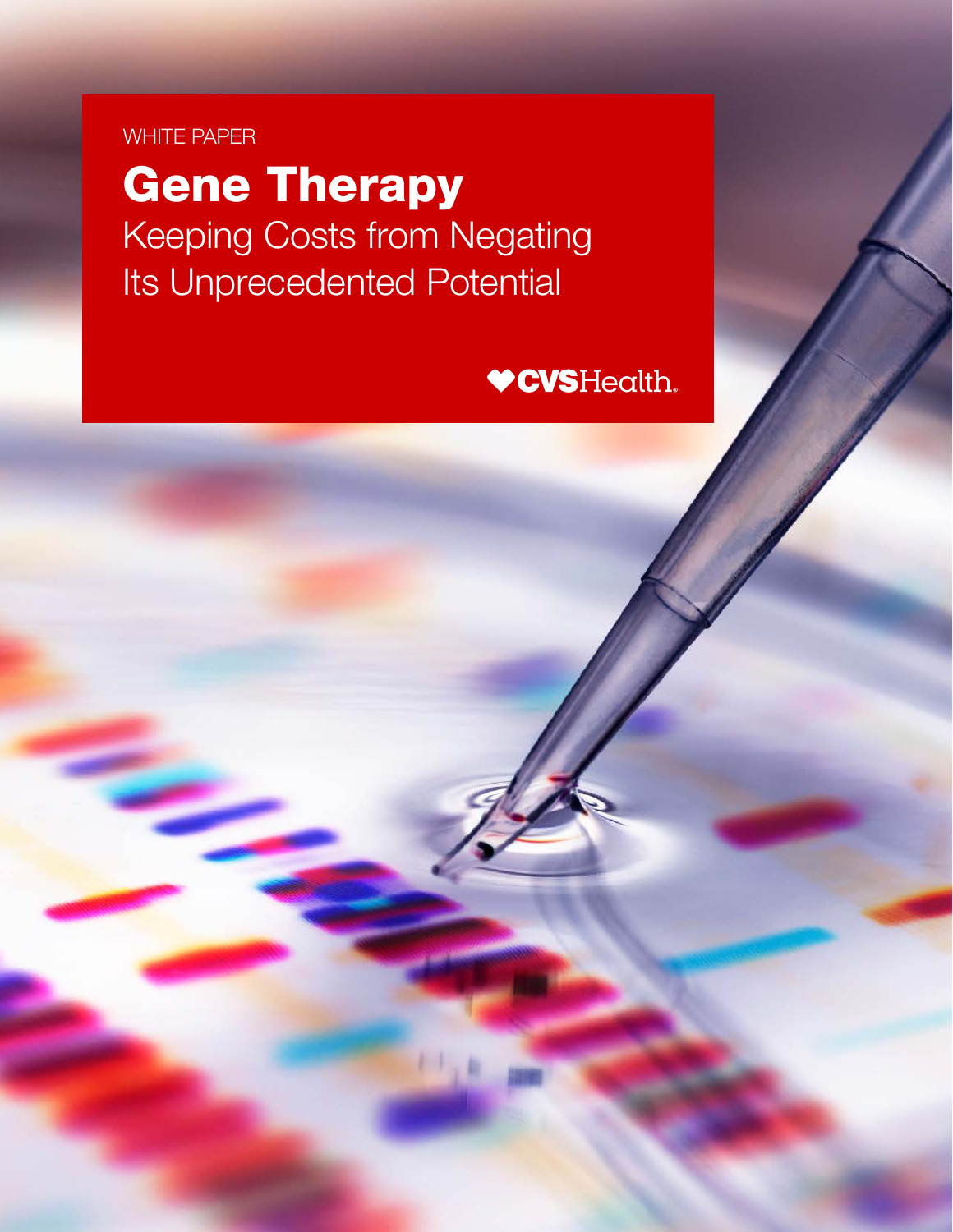WHITE PAPER

# Gene Therapy

## Keeping Costs from Negating Its Unprecedented Potential

CVS Health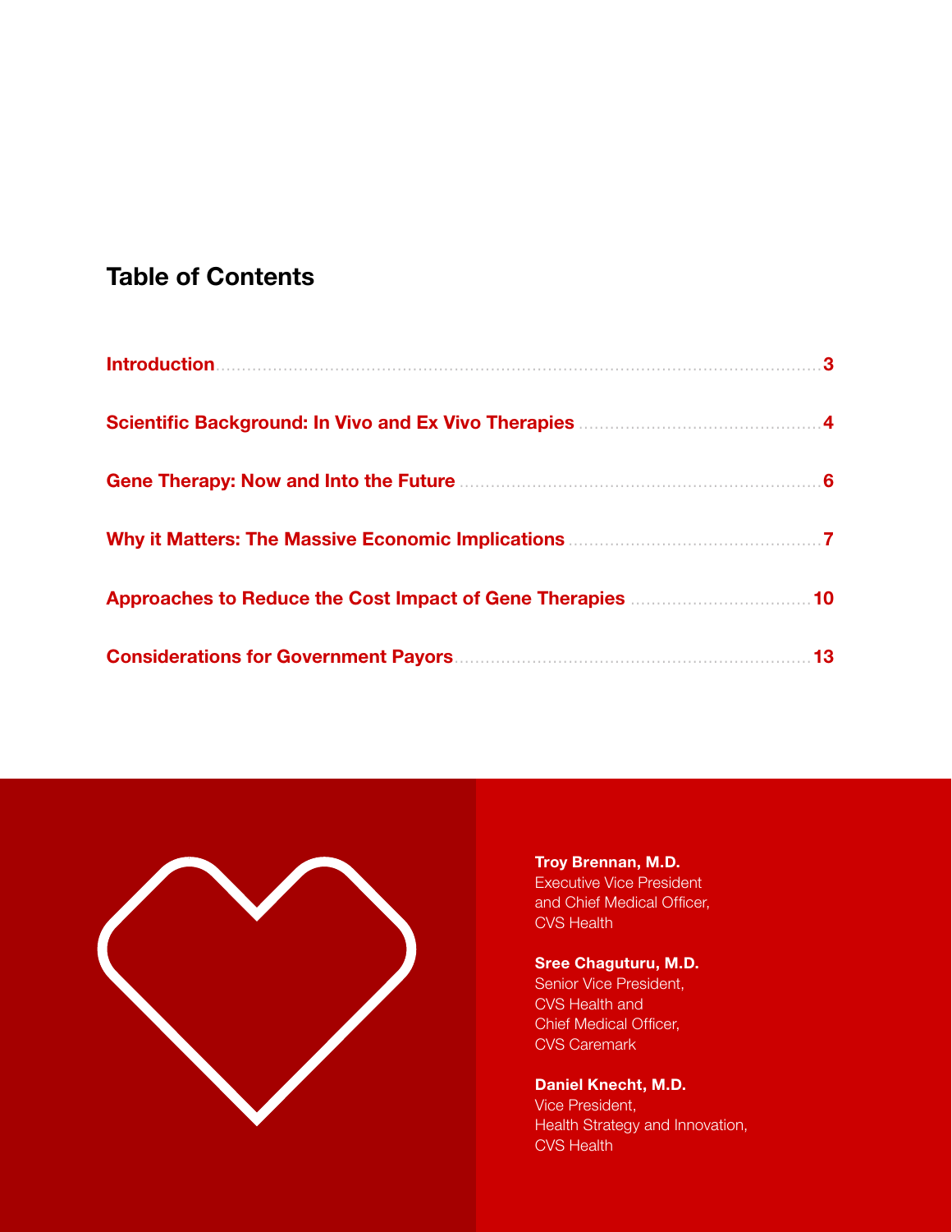## Table of Contents

Introduction ........ 3

Scientific Background: In Vivo and Ex Vivo Therapies ........ 4

Gene Therapy: Now and Into the Future ........ 6

Why it Matters: The Massive Economic Implications ........ 7

Approaches to Reduce the Cost Impact of Gene Therapies ........ 10

Considerations for Government Payors ........ 13

**Troy Brennan, M.D.**
Executive Vice President and Chief Medical Officer, CVS Health

**Sree Chaguturu, M.D.**
Senior Vice President, CVS Health and Chief Medical Officer, CVS Caremark

**Daniel Knecht, M.D.**
Vice President, Health Strategy and Innovation, CVS Health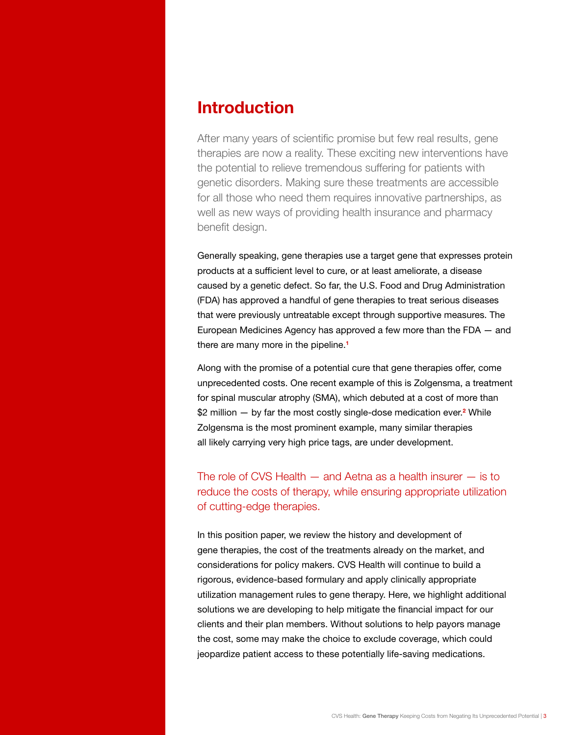# Introduction

After many years of scientific promise but few real results, gene therapies are now a reality. These exciting new interventions have the potential to relieve tremendous suffering for patients with genetic disorders. Making sure these treatments are accessible for all those who need them requires innovative partnerships, as well as new ways of providing health insurance and pharmacy benefit design.

Generally speaking, gene therapies use a target gene that expresses protein products at a sufficient level to cure, or at least ameliorate, a disease caused by a genetic defect. So far, the U.S. Food and Drug Administration (FDA) has approved a handful of gene therapies to treat serious diseases that were previously untreatable except through supportive measures. The European Medicines Agency has approved a few more than the FDA — and there are many more in the pipeline.[1]

Along with the promise of a potential cure that gene therapies offer, come unprecedented costs. One recent example of this is Zolgensma, a treatment for spinal muscular atrophy (SMA), which debuted at a cost of more than $2 million — by far the most costly single-dose medication ever.[2] While Zolgensma is the most prominent example, many similar therapies all likely carrying very high price tags, are under development.

The role of CVS Health — and Aetna as a health insurer — is to reduce the costs of therapy, while ensuring appropriate utilization of cutting-edge therapies.

In this position paper, we review the history and development of gene therapies, the cost of the treatments already on the market, and considerations for policy makers. CVS Health will continue to build a rigorous, evidence-based formulary and apply clinically appropriate utilization management rules to gene therapy. Here, we highlight additional solutions we are developing to help mitigate the financial impact for our clients and their plan members. Without solutions to help payors manage the cost, some may make the choice to exclude coverage, which could jeopardize patient access to these potentially life-saving medications.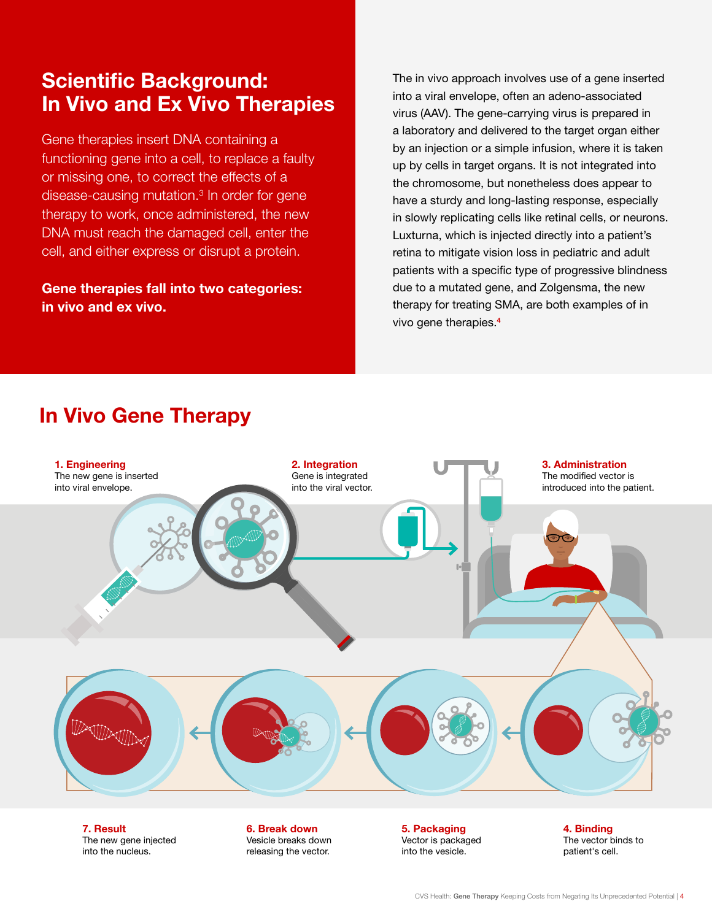## Scientific Background: In Vivo and Ex Vivo Therapies

Gene therapies insert DNA containing a functioning gene into a cell, to replace a faulty or missing one, to correct the effects of a disease-causing mutation.[3] In order for gene therapy to work, once administered, the new DNA must reach the damaged cell, enter the cell, and either express or disrupt a protein.

**Gene therapies fall into two categories: in vivo and ex vivo.**

The in vivo approach involves use of a gene inserted into a viral envelope, often an adeno-associated virus (AAV). The gene-carrying virus is prepared in a laboratory and delivered to the target organ either by an injection or a simple infusion, where it is taken up by cells in target organs. It is not integrated into the chromosome, but nonetheless does appear to have a sturdy and long-lasting response, especially in slowly replicating cells like retinal cells, or neurons. Luxturna, which is injected directly into a patient's retina to mitigate vision loss in pediatric and adult patients with a specific type of progressive blindness due to a mutated gene, and Zolgensma, the new therapy for treating SMA, are both examples of in vivo gene therapies.[4]

## In Vivo Gene Therapy

**1. Engineering**
The new gene is inserted into viral envelope.

**2. Integration**
Gene is integrated into the viral vector.

**3. Administration**
The modified vector is introduced into the patient.

**4. Binding**
The vector binds to patient's cell.

**5. Packaging**
Vector is packaged into the vesicle.

**6. Break down**
Vesicle breaks down releasing the vector.

**7. Result**
The new gene injected into the nucleus.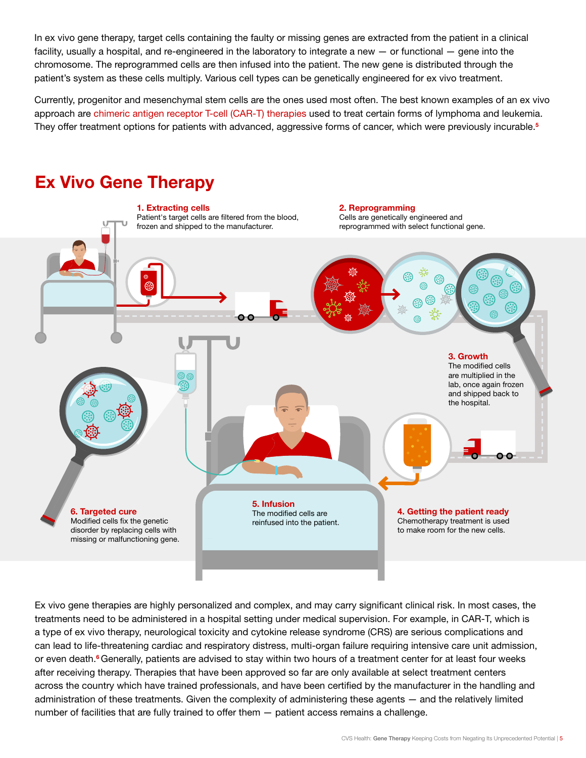In ex vivo gene therapy, target cells containing the faulty or missing genes are extracted from the patient in a clinical facility, usually a hospital, and re-engineered in the laboratory to integrate a new — or functional — gene into the chromosome. The reprogrammed cells are then infused into the patient. The new gene is distributed through the patient's system as these cells multiply. Various cell types can be genetically engineered for ex vivo treatment.

Currently, progenitor and mesenchymal stem cells are the ones used most often. The best known examples of an ex vivo approach are chimeric antigen receptor T-cell (CAR-T) therapies used to treat certain forms of lymphoma and leukemia. They offer treatment options for patients with advanced, aggressive forms of cancer, which were previously incurable.[5]

## Ex Vivo Gene Therapy

**1. Extracting cells**
Patient's target cells are filtered from the blood, frozen and shipped to the manufacturer.

**2. Reprogramming**
Cells are genetically engineered and reprogrammed with select functional gene.

**3. Growth**
The modified cells are multiplied in the lab, once again frozen and shipped back to the hospital.

**4. Getting the patient ready**
Chemotherapy treatment is used to make room for the new cells.

**5. Infusion**
The modified cells are reinfused into the patient.

**6. Targeted cure**
Modified cells fix the genetic disorder by replacing cells with missing or malfunctioning gene.

Ex vivo gene therapies are highly personalized and complex, and may carry significant clinical risk. In most cases, the treatments need to be administered in a hospital setting under medical supervision. For example, in CAR-T, which is a type of ex vivo therapy, neurological toxicity and cytokine release syndrome (CRS) are serious complications and can lead to life-threatening cardiac and respiratory distress, multi-organ failure requiring intensive care unit admission, or even death.[6] Generally, patients are advised to stay within two hours of a treatment center for at least four weeks after receiving therapy. Therapies that have been approved so far are only available at select treatment centers across the country which have trained professionals, and have been certified by the manufacturer in the handling and administration of these treatments. Given the complexity of administering these agents — and the relatively limited number of facilities that are fully trained to offer them — patient access remains a challenge.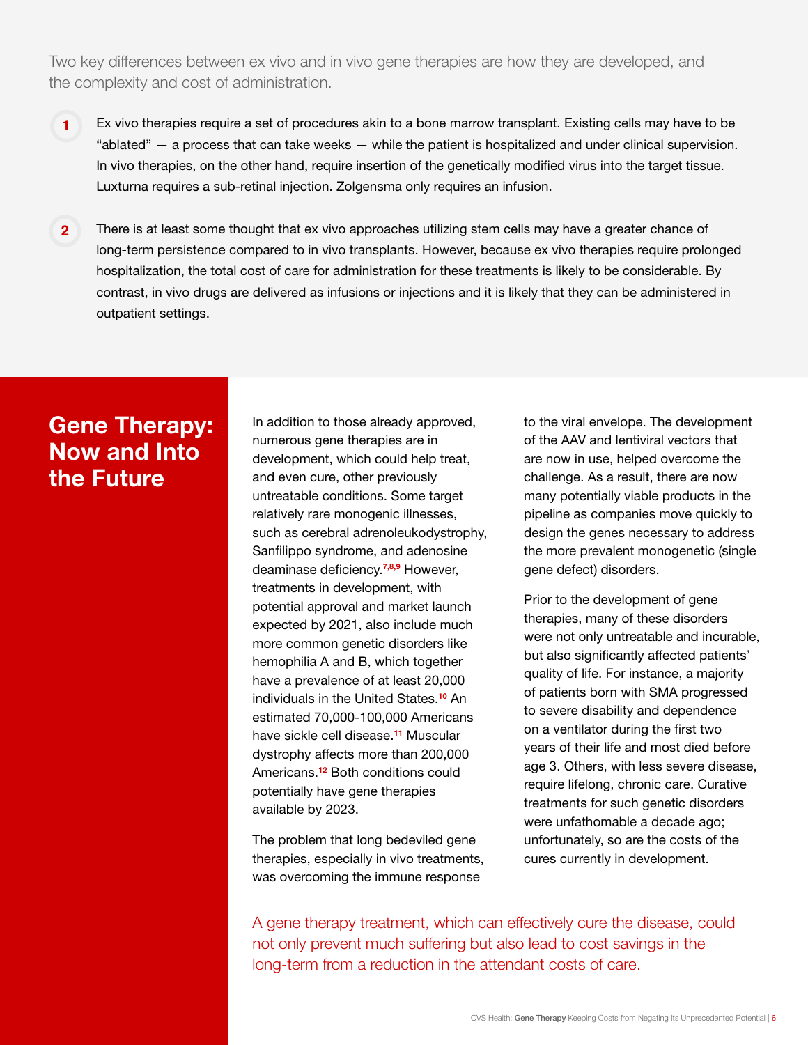Two key differences between ex vivo and in vivo gene therapies are how they are developed, and the complexity and cost of administration.

1. Ex vivo therapies require a set of procedures akin to a bone marrow transplant. Existing cells may have to be "ablated" — a process that can take weeks — while the patient is hospitalized and under clinical supervision. In vivo therapies, on the other hand, require insertion of the genetically modified virus into the target tissue. Luxturna requires a sub-retinal injection. Zolgensma only requires an infusion.

2. There is at least some thought that ex vivo approaches utilizing stem cells may have a greater chance of long-term persistence compared to in vivo transplants. However, because ex vivo therapies require prolonged hospitalization, the total cost of care for administration for these treatments is likely to be considerable. By contrast, in vivo drugs are delivered as infusions or injections and it is likely that they can be administered in outpatient settings.

## Gene Therapy: Now and Into the Future

In addition to those already approved, numerous gene therapies are in development, which could help treat, and even cure, other previously untreatable conditions. Some target relatively rare monogenic illnesses, such as cerebral adrenoleukodystrophy, Sanfilippo syndrome, and adenosine deaminase deficiency.[7,8,9] However, treatments in development, with potential approval and market launch expected by 2021, also include much more common genetic disorders like hemophilia A and B, which together have a prevalence of at least 20,000 individuals in the United States.[10] An estimated 70,000-100,000 Americans have sickle cell disease.[11] Muscular dystrophy affects more than 200,000 Americans.[12] Both conditions could potentially have gene therapies available by 2023.

The problem that long bedeviled gene therapies, especially in vivo treatments, was overcoming the immune response to the viral envelope. The development of the AAV and lentiviral vectors that are now in use, helped overcome the challenge. As a result, there are now many potentially viable products in the pipeline as companies move quickly to design the genes necessary to address the more prevalent monogenetic (single gene defect) disorders.

Prior to the development of gene therapies, many of these disorders were not only untreatable and incurable, but also significantly affected patients' quality of life. For instance, a majority of patients born with SMA progressed to severe disability and dependence on a ventilator during the first two years of their life and most died before age 3. Others, with less severe disease, require lifelong, chronic care. Curative treatments for such genetic disorders were unfathomable a decade ago; unfortunately, so are the costs of the cures currently in development.

A gene therapy treatment, which can effectively cure the disease, could not only prevent much suffering but also lead to cost savings in the long-term from a reduction in the attendant costs of care.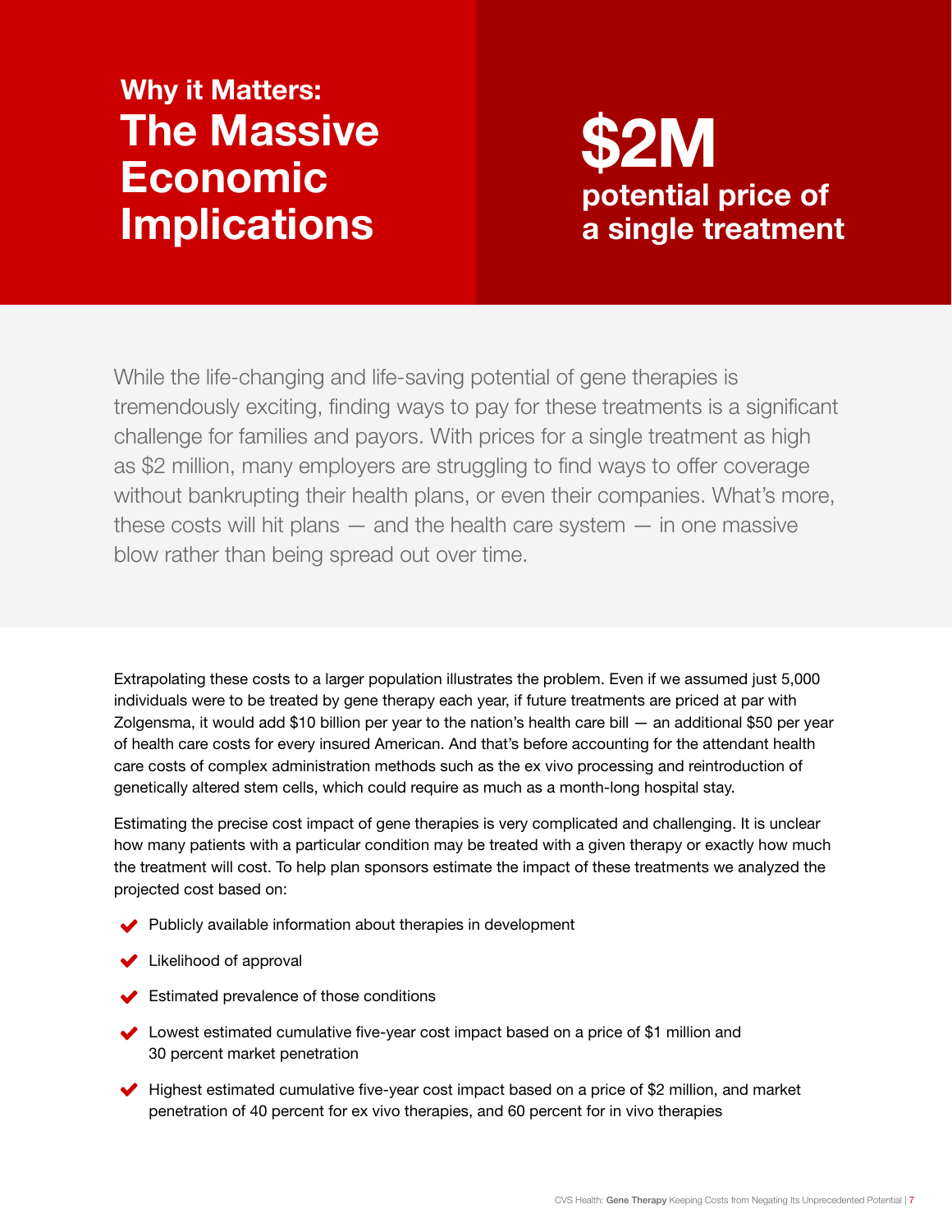## Why it Matters:

# The Massive Economic Implications

**$2M**

**potential price of a single treatment**

While the life-changing and life-saving potential of gene therapies is tremendously exciting, finding ways to pay for these treatments is a significant challenge for families and payors. With prices for a single treatment as high as $2 million, many employers are struggling to find ways to offer coverage without bankrupting their health plans, or even their companies. What's more, these costs will hit plans — and the health care system — in one massive blow rather than being spread out over time.

Extrapolating these costs to a larger population illustrates the problem. Even if we assumed just 5,000 individuals were to be treated by gene therapy each year, if future treatments are priced at par with Zolgensma, it would add $10 billion per year to the nation's health care bill — an additional $50 per year of health care costs for every insured American. And that's before accounting for the attendant health care costs of complex administration methods such as the ex vivo processing and reintroduction of genetically altered stem cells, which could require as much as a month-long hospital stay.

Estimating the precise cost impact of gene therapies is very complicated and challenging. It is unclear how many patients with a particular condition may be treated with a given therapy or exactly how much the treatment will cost. To help plan sponsors estimate the impact of these treatments we analyzed the projected cost based on:

- Publicly available information about therapies in development
- Likelihood of approval
- Estimated prevalence of those conditions
- Lowest estimated cumulative five-year cost impact based on a price of $1 million and 30 percent market penetration
- Highest estimated cumulative five-year cost impact based on a price of $2 million, and market penetration of 40 percent for ex vivo therapies, and 60 percent for in vivo therapies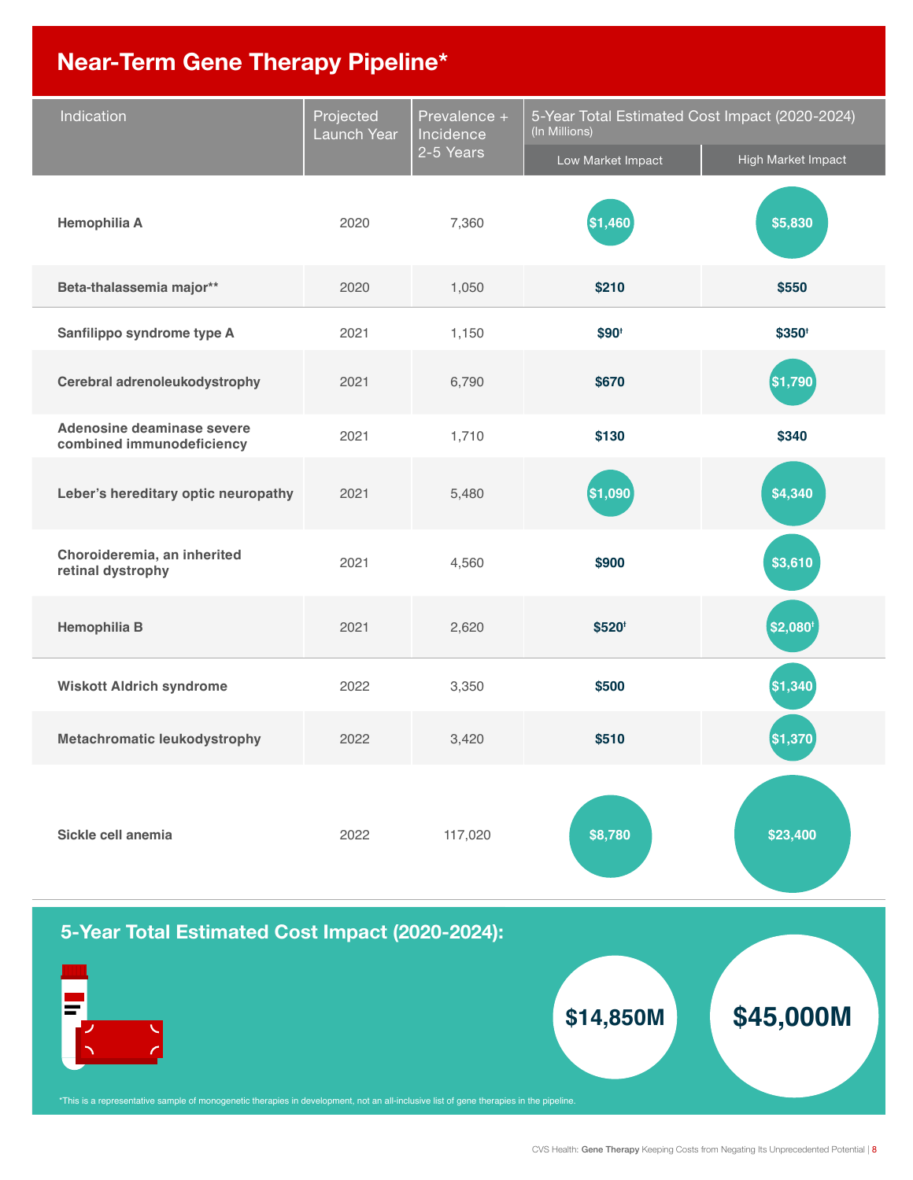## Near-Term Gene Therapy Pipeline*

| Indication | Projected Launch Year | Prevalence + Incidence 2-5 Years | 5-Year Total Estimated Cost Impact (2020-2024) (In Millions) | |
|---|---|---|---|---|
| | | | Low Market Impact | High Market Impact |
| **Hemophilia A** | 2020 | 7,360 | $1,460 | $5,830 |
| **Beta-thalassemia major**** | 2020 | 1,050 | $210 | $550 |
| **Sanfilippo syndrome type A** | 2021 | 1,150 | $90[†] | $350[†] |
| **Cerebral adrenoleukodystrophy** | 2021 | 6,790 | $670 | $1,790 |
| **Adenosine deaminase severe combined immunodeficiency** | 2021 | 1,710 | $130 | $340 |
| **Leber's hereditary optic neuropathy** | 2021 | 5,480 | $1,090 | $4,340 |
| **Choroideremia, an inherited retinal dystrophy** | 2021 | 4,560 | $900 | $3,610 |
| **Hemophilia B** | 2021 | 2,620 | $520[†] | $2,080[†] |
| **Wiskott Aldrich syndrome** | 2022 | 3,350 | $500 | $1,340 |
| **Metachromatic leukodystrophy** | 2022 | 3,420 | $510 | $1,370 |
| **Sickle cell anemia** | 2022 | 117,020 | $8,780 | $23,400 |

### 5-Year Total Estimated Cost Impact (2020-2024):

**$14,850M** | **$45,000M**

*This is a representative sample of monogenetic therapies in development, not an all-inclusive list of gene therapies in the pipeline.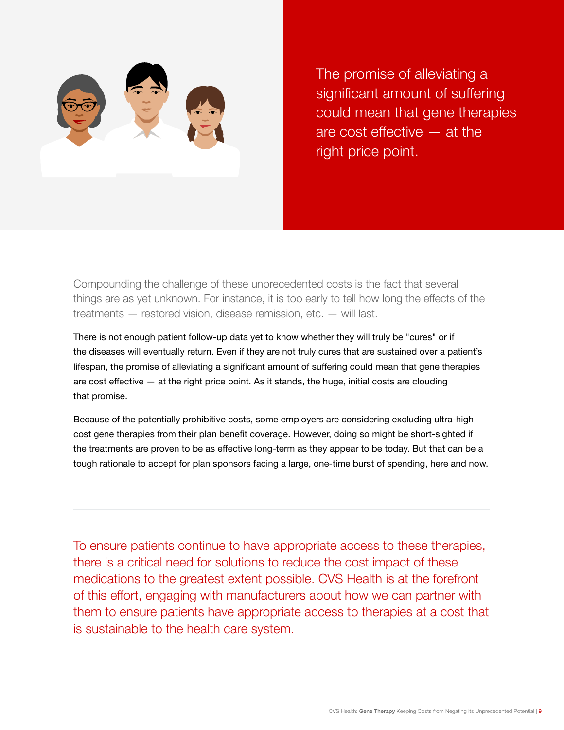The promise of alleviating a significant amount of suffering could mean that gene therapies are cost effective — at the right price point.

Compounding the challenge of these unprecedented costs is the fact that several things are as yet unknown. For instance, it is too early to tell how long the effects of the treatments — restored vision, disease remission, etc. — will last.

There is not enough patient follow-up data yet to know whether they will truly be "cures" or if the diseases will eventually return. Even if they are not truly cures that are sustained over a patient's lifespan, the promise of alleviating a significant amount of suffering could mean that gene therapies are cost effective — at the right price point. As it stands, the huge, initial costs are clouding that promise.

Because of the potentially prohibitive costs, some employers are considering excluding ultra-high cost gene therapies from their plan benefit coverage. However, doing so might be short-sighted if the treatments are proven to be as effective long-term as they appear to be today. But that can be a tough rationale to accept for plan sponsors facing a large, one-time burst of spending, here and now.

---

To ensure patients continue to have appropriate access to these therapies, there is a critical need for solutions to reduce the cost impact of these medications to the greatest extent possible. CVS Health is at the forefront of this effort, engaging with manufacturers about how we can partner with them to ensure patients have appropriate access to therapies at a cost that is sustainable to the health care system.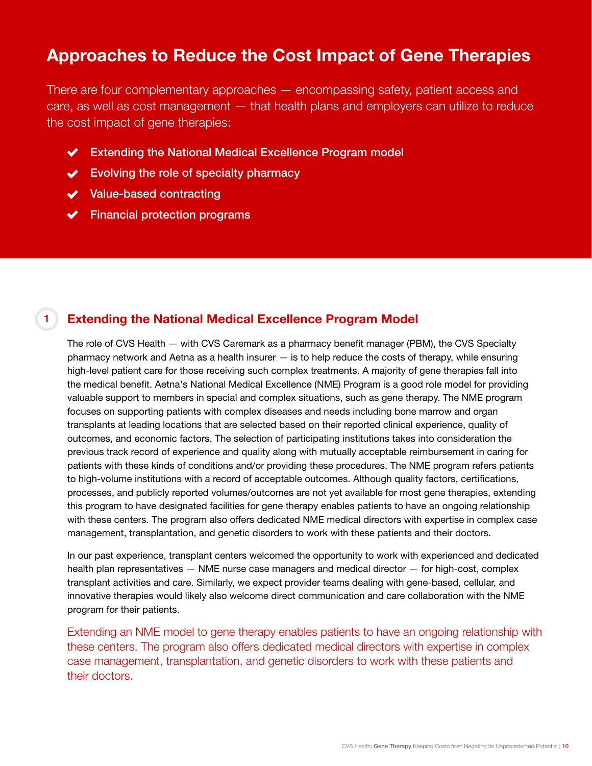# Approaches to Reduce the Cost Impact of Gene Therapies

There are four complementary approaches — encompassing safety, patient access and care, as well as cost management — that health plans and employers can utilize to reduce the cost impact of gene therapies:

- **Extending the National Medical Excellence Program model**
- **Evolving the role of specialty pharmacy**
- **Value-based contracting**
- **Financial protection programs**

## 1 Extending the National Medical Excellence Program Model

The role of CVS Health — with CVS Caremark as a pharmacy benefit manager (PBM), the CVS Specialty pharmacy network and Aetna as a health insurer — is to help reduce the costs of therapy, while ensuring high-level patient care for those receiving such complex treatments. A majority of gene therapies fall into the medical benefit. Aetna's National Medical Excellence (NME) Program is a good role model for providing valuable support to members in special and complex situations, such as gene therapy. The NME program focuses on supporting patients with complex diseases and needs including bone marrow and organ transplants at leading locations that are selected based on their reported clinical experience, quality of outcomes, and economic factors. The selection of participating institutions takes into consideration the previous track record of experience and quality along with mutually acceptable reimbursement in caring for patients with these kinds of conditions and/or providing these procedures. The NME program refers patients to high-volume institutions with a record of acceptable outcomes. Although quality factors, certifications, processes, and publicly reported volumes/outcomes are not yet available for most gene therapies, extending this program to have designated facilities for gene therapy enables patients to have an ongoing relationship with these centers. The program also offers dedicated NME medical directors with expertise in complex case management, transplantation, and genetic disorders to work with these patients and their doctors.

In our past experience, transplant centers welcomed the opportunity to work with experienced and dedicated health plan representatives — NME nurse case managers and medical director — for high-cost, complex transplant activities and care. Similarly, we expect provider teams dealing with gene-based, cellular, and innovative therapies would likely also welcome direct communication and care collaboration with the NME program for their patients.

Extending an NME model to gene therapy enables patients to have an ongoing relationship with these centers. The program also offers dedicated medical directors with expertise in complex case management, transplantation, and genetic disorders to work with these patients and their doctors.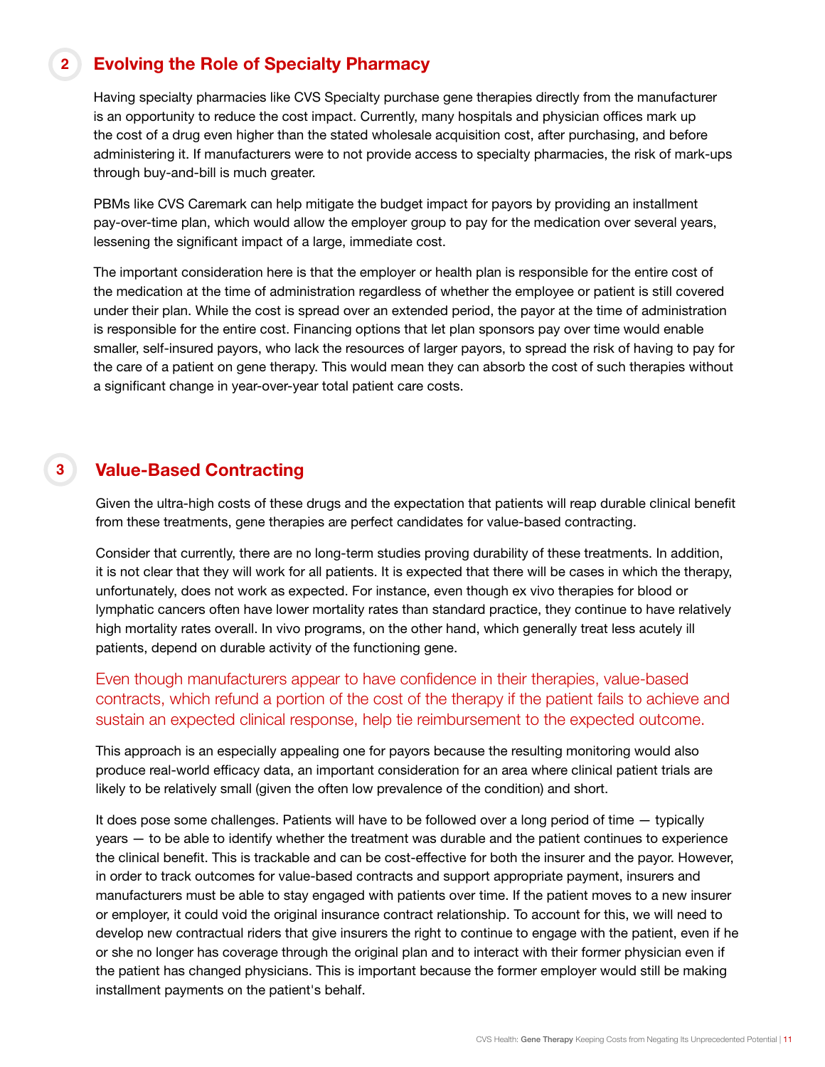## 2 Evolving the Role of Specialty Pharmacy

Having specialty pharmacies like CVS Specialty purchase gene therapies directly from the manufacturer is an opportunity to reduce the cost impact. Currently, many hospitals and physician offices mark up the cost of a drug even higher than the stated wholesale acquisition cost, after purchasing, and before administering it. If manufacturers were to not provide access to specialty pharmacies, the risk of mark-ups through buy-and-bill is much greater.

PBMs like CVS Caremark can help mitigate the budget impact for payors by providing an installment pay-over-time plan, which would allow the employer group to pay for the medication over several years, lessening the significant impact of a large, immediate cost.

The important consideration here is that the employer or health plan is responsible for the entire cost of the medication at the time of administration regardless of whether the employee or patient is still covered under their plan. While the cost is spread over an extended period, the payor at the time of administration is responsible for the entire cost. Financing options that let plan sponsors pay over time would enable smaller, self-insured payors, who lack the resources of larger payors, to spread the risk of having to pay for the care of a patient on gene therapy. This would mean they can absorb the cost of such therapies without a significant change in year-over-year total patient care costs.

## 3 Value-Based Contracting

Given the ultra-high costs of these drugs and the expectation that patients will reap durable clinical benefit from these treatments, gene therapies are perfect candidates for value-based contracting.

Consider that currently, there are no long-term studies proving durability of these treatments. In addition, it is not clear that they will work for all patients. It is expected that there will be cases in which the therapy, unfortunately, does not work as expected. For instance, even though ex vivo therapies for blood or lymphatic cancers often have lower mortality rates than standard practice, they continue to have relatively high mortality rates overall. In vivo programs, on the other hand, which generally treat less acutely ill patients, depend on durable activity of the functioning gene.

> Even though manufacturers appear to have confidence in their therapies, value-based contracts, which refund a portion of the cost of the therapy if the patient fails to achieve and sustain an expected clinical response, help tie reimbursement to the expected outcome.

This approach is an especially appealing one for payors because the resulting monitoring would also produce real-world efficacy data, an important consideration for an area where clinical patient trials are likely to be relatively small (given the often low prevalence of the condition) and short.

It does pose some challenges. Patients will have to be followed over a long period of time — typically years — to be able to identify whether the treatment was durable and the patient continues to experience the clinical benefit. This is trackable and can be cost-effective for both the insurer and the payor. However, in order to track outcomes for value-based contracts and support appropriate payment, insurers and manufacturers must be able to stay engaged with patients over time. If the patient moves to a new insurer or employer, it could void the original insurance contract relationship. To account for this, we will need to develop new contractual riders that give insurers the right to continue to engage with the patient, even if he or she no longer has coverage through the original plan and to interact with their former physician even if the patient has changed physicians. This is important because the former employer would still be making installment payments on the patient's behalf.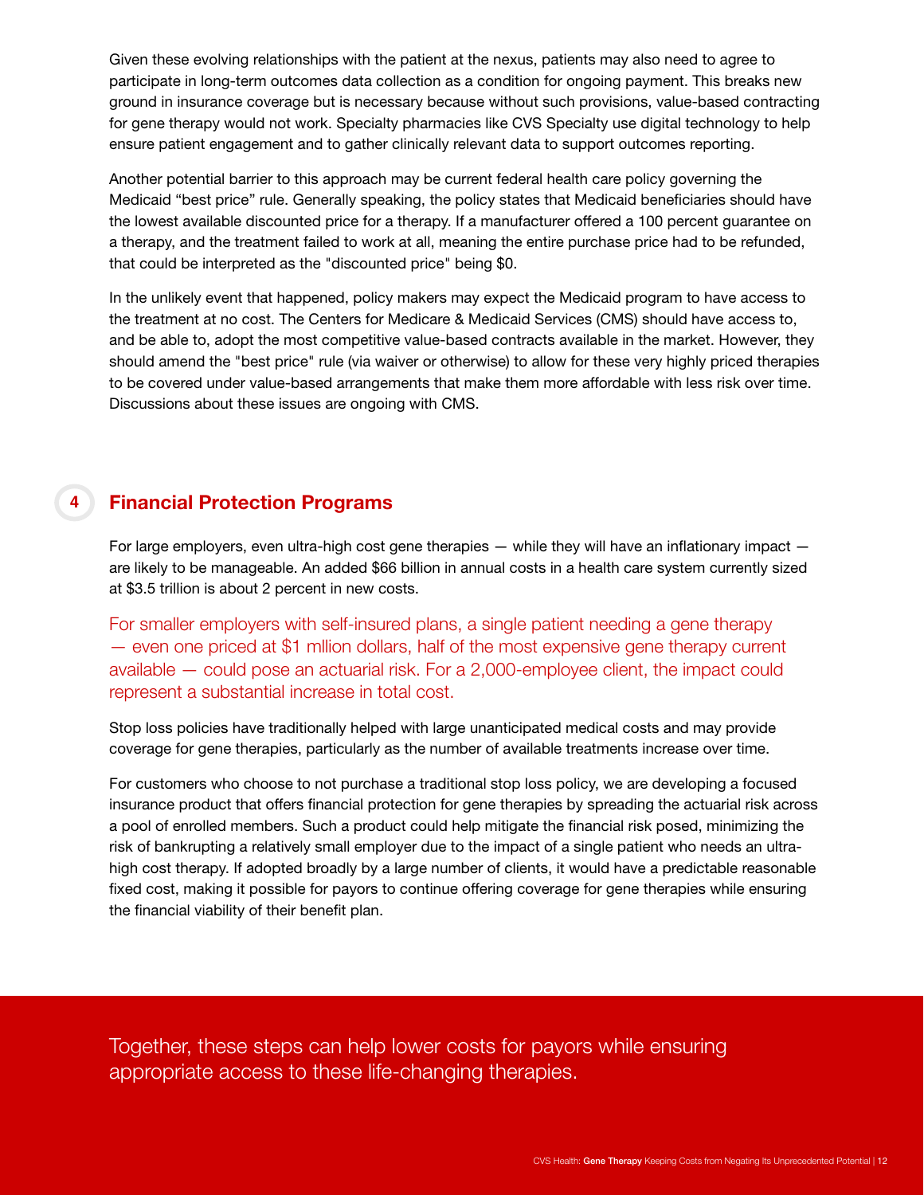Given these evolving relationships with the patient at the nexus, patients may also need to agree to participate in long-term outcomes data collection as a condition for ongoing payment. This breaks new ground in insurance coverage but is necessary because without such provisions, value-based contracting for gene therapy would not work. Specialty pharmacies like CVS Specialty use digital technology to help ensure patient engagement and to gather clinically relevant data to support outcomes reporting.

Another potential barrier to this approach may be current federal health care policy governing the Medicaid “best price” rule. Generally speaking, the policy states that Medicaid beneficiaries should have the lowest available discounted price for a therapy. If a manufacturer offered a 100 percent guarantee on a therapy, and the treatment failed to work at all, meaning the entire purchase price had to be refunded, that could be interpreted as the "discounted price" being $0.

In the unlikely event that happened, policy makers may expect the Medicaid program to have access to the treatment at no cost. The Centers for Medicare & Medicaid Services (CMS) should have access to, and be able to, adopt the most competitive value-based contracts available in the market. However, they should amend the "best price" rule (via waiver or otherwise) to allow for these very highly priced therapies to be covered under value-based arrangements that make them more affordable with less risk over time. Discussions about these issues are ongoing with CMS.

## 4 Financial Protection Programs

For large employers, even ultra-high cost gene therapies — while they will have an inflationary impact — are likely to be manageable. An added $66 billion in annual costs in a health care system currently sized at $3.5 trillion is about 2 percent in new costs.

For smaller employers with self-insured plans, a single patient needing a gene therapy — even one priced at $1 mllion dollars, half of the most expensive gene therapy current available — could pose an actuarial risk. For a 2,000-employee client, the impact could represent a substantial increase in total cost.

Stop loss policies have traditionally helped with large unanticipated medical costs and may provide coverage for gene therapies, particularly as the number of available treatments increase over time.

For customers who choose to not purchase a traditional stop loss policy, we are developing a focused insurance product that offers financial protection for gene therapies by spreading the actuarial risk across a pool of enrolled members. Such a product could help mitigate the financial risk posed, minimizing the risk of bankrupting a relatively small employer due to the impact of a single patient who needs an ultra-high cost therapy. If adopted broadly by a large number of clients, it would have a predictable reasonable fixed cost, making it possible for payors to continue offering coverage for gene therapies while ensuring the financial viability of their benefit plan.

Together, these steps can help lower costs for payors while ensuring appropriate access to these life-changing therapies.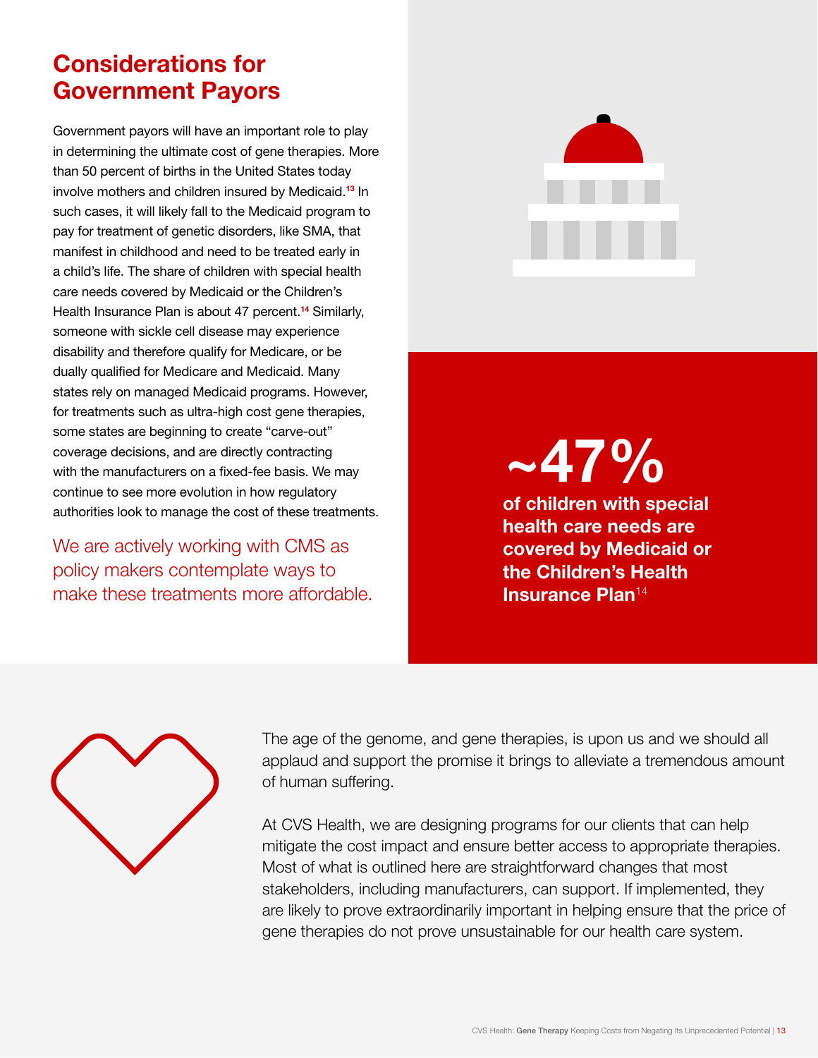## Considerations for Government Payors

Government payors will have an important role to play in determining the ultimate cost of gene therapies. More than 50 percent of births in the United States today involve mothers and children insured by Medicaid.[13] In such cases, it will likely fall to the Medicaid program to pay for treatment of genetic disorders, like SMA, that manifest in childhood and need to be treated early in a child's life. The share of children with special health care needs covered by Medicaid or the Children's Health Insurance Plan is about 47 percent.[14] Similarly, someone with sickle cell disease may experience disability and therefore qualify for Medicare, or be dually qualified for Medicare and Medicaid. Many states rely on managed Medicaid programs. However, for treatments such as ultra-high cost gene therapies, some states are beginning to create "carve-out" coverage decisions, and are directly contracting with the manufacturers on a fixed-fee basis. We may continue to see more evolution in how regulatory authorities look to manage the cost of these treatments.

We are actively working with CMS as policy makers contemplate ways to make these treatments more affordable.

**~47%**

**of children with special health care needs are covered by Medicaid or the Children's Health Insurance Plan**[14]

The age of the genome, and gene therapies, is upon us and we should all applaud and support the promise it brings to alleviate a tremendous amount of human suffering.

At CVS Health, we are designing programs for our clients that can help mitigate the cost impact and ensure better access to appropriate therapies. Most of what is outlined here are straightforward changes that most stakeholders, including manufacturers, can support. If implemented, they are likely to prove extraordinarily important in helping ensure that the price of gene therapies do not prove unsustainable for our health care system.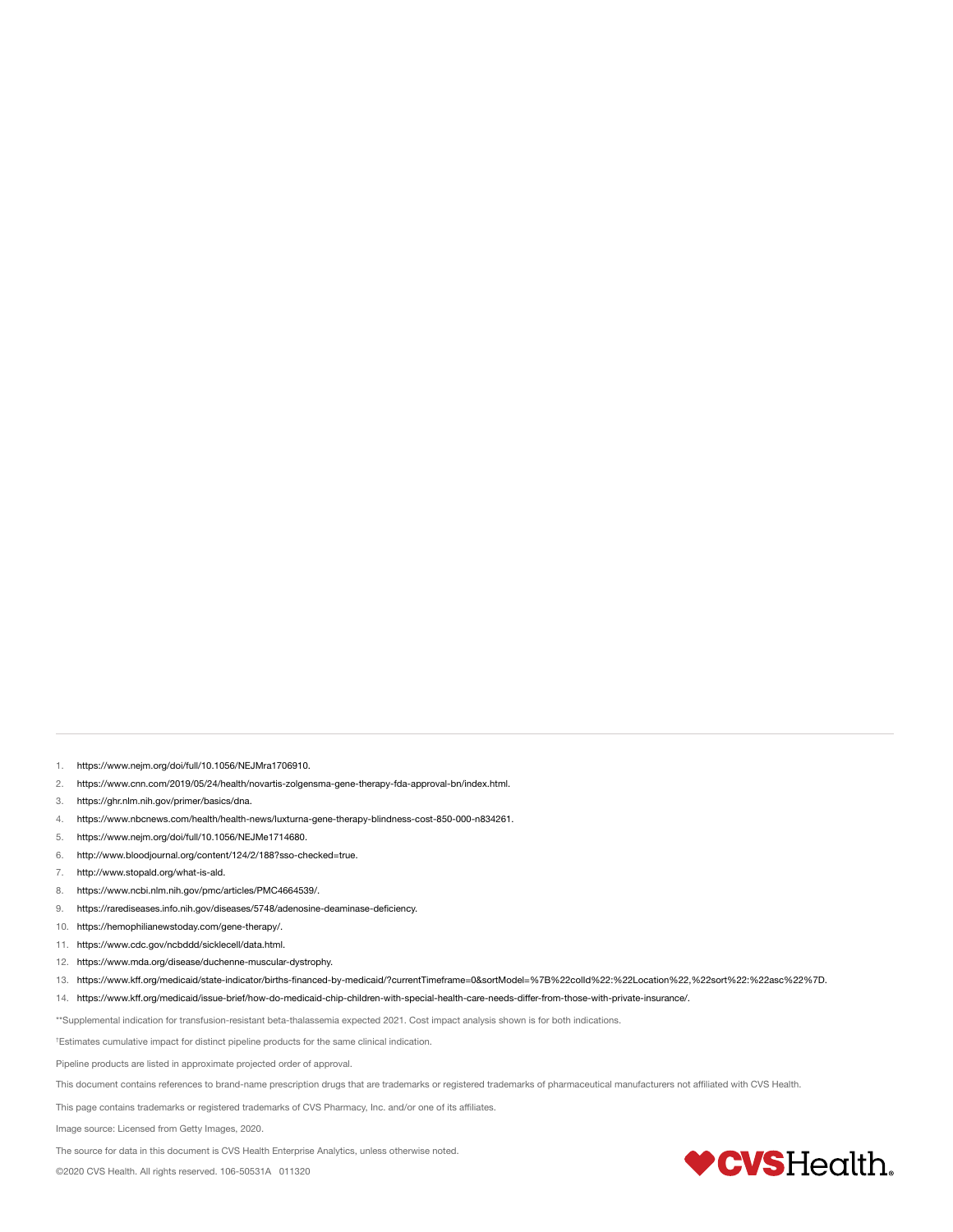1. https://www.nejm.org/doi/full/10.1056/NEJMra1706910.
2. https://www.cnn.com/2019/05/24/health/novartis-zolgensma-gene-therapy-fda-approval-bn/index.html.
3. https://ghr.nlm.nih.gov/primer/basics/dna.
4. https://www.nbcnews.com/health/health-news/luxturna-gene-therapy-blindness-cost-850-000-n834261.
5. https://www.nejm.org/doi/full/10.1056/NEJMe1714680.
6. http://www.bloodjournal.org/content/124/2/188?sso-checked=true.
7. http://www.stopald.org/what-is-ald.
8. https://www.ncbi.nlm.nih.gov/pmc/articles/PMC4664539/.
9. https://rarediseases.info.nih.gov/diseases/5748/adenosine-deaminase-deficiency.
10. https://hemophilianewstoday.com/gene-therapy/.
11. https://www.cdc.gov/ncbddd/sicklecell/data.html.
12. https://www.mda.org/disease/duchenne-muscular-dystrophy.
13. https://www.kff.org/medicaid/state-indicator/births-financed-by-medicaid/?currentTimeframe=0&sortModel=%7B%22colId%22:%22Location%22,%22sort%22:%22asc%22%7D.
14. https://www.kff.org/medicaid/issue-brief/how-do-medicaid-chip-children-with-special-health-care-needs-differ-from-those-with-private-insurance/.

**Supplemental indication for transfusion-resistant beta-thalassemia expected 2021. Cost impact analysis shown is for both indications.

†Estimates cumulative impact for distinct pipeline products for the same clinical indication.

Pipeline products are listed in approximate projected order of approval.

This document contains references to brand-name prescription drugs that are trademarks or registered trademarks of pharmaceutical manufacturers not affiliated with CVS Health.

This page contains trademarks or registered trademarks of CVS Pharmacy, Inc. and/or one of its affiliates.

Image source: Licensed from Getty Images, 2020.

The source for data in this document is CVS Health Enterprise Analytics, unless otherwise noted.

©2020 CVS Health. All rights reserved. 106-50531A 011320

CVSHealth.